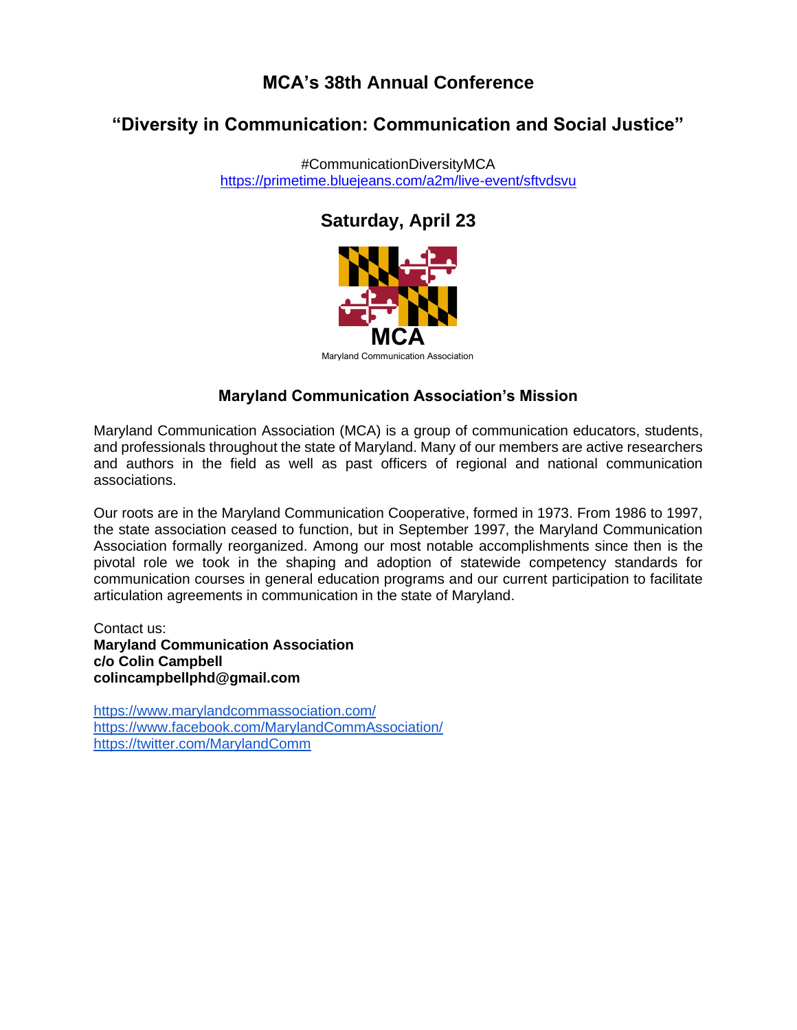# MCA's 38th Annual Conference

## "Diversity in Communication: Communication and Social Justice"

#CommunicationDiversityMCA
https://primetime.bluejeans.com/a2m/live-event/sftvdsvu

## Saturday, April 23

MCA
Maryland Communication Association

### Maryland Communication Association's Mission

Maryland Communication Association (MCA) is a group of communication educators, students, and professionals throughout the state of Maryland. Many of our members are active researchers and authors in the field as well as past officers of regional and national communication associations.

Our roots are in the Maryland Communication Cooperative, formed in 1973. From 1986 to 1997, the state association ceased to function, but in September 1997, the Maryland Communication Association formally reorganized. Among our most notable accomplishments since then is the pivotal role we took in the shaping and adoption of statewide competency standards for communication courses in general education programs and our current participation to facilitate articulation agreements in communication in the state of Maryland.

Contact us:
**Maryland Communication Association**
**c/o Colin Campbell**
**colincampbellphd@gmail.com**

https://www.marylandcommassociation.com/
https://www.facebook.com/MarylandCommAssociation/
https://twitter.com/MarylandComm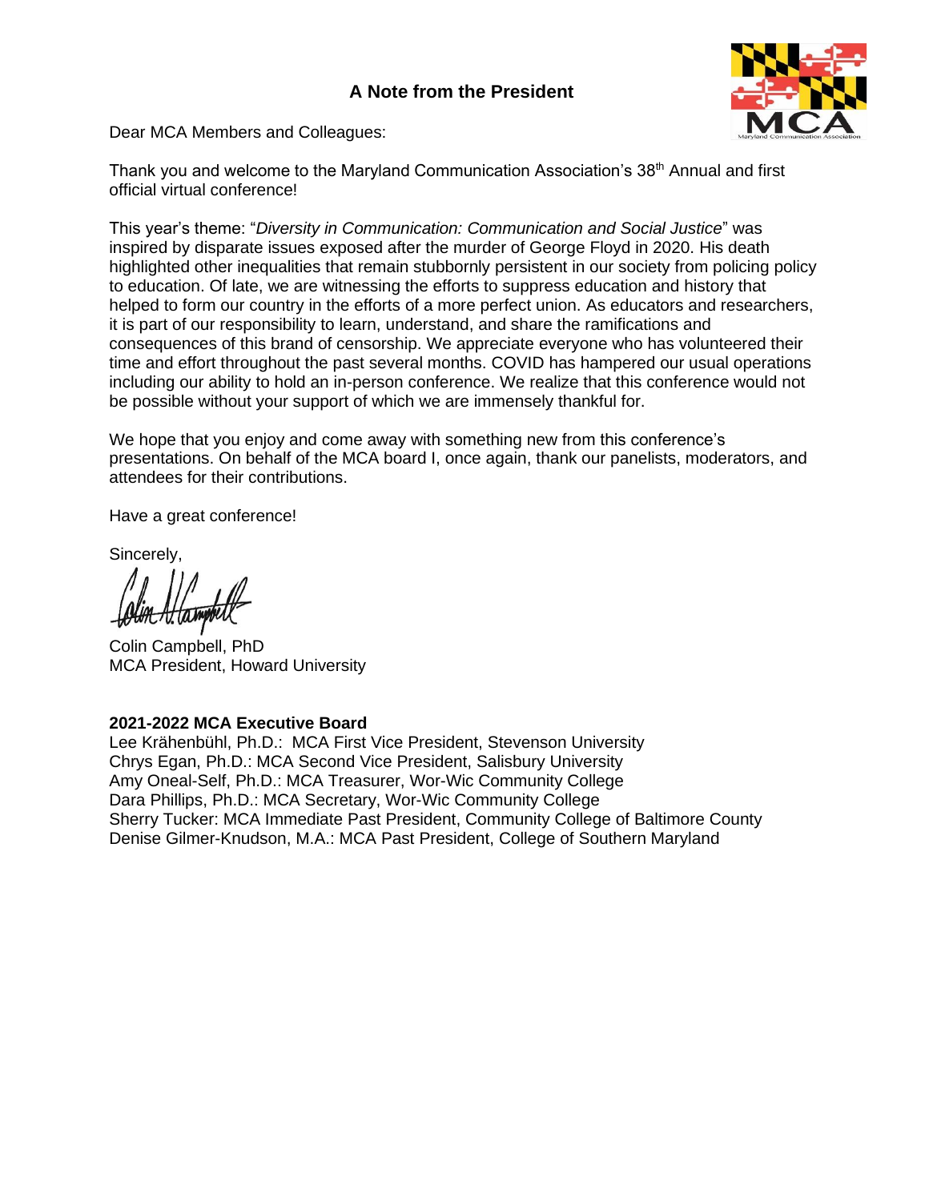## A Note from the President

Dear MCA Members and Colleagues:

Thank you and welcome to the Maryland Communication Association's 38th Annual and first official virtual conference!

This year's theme: "*Diversity in Communication: Communication and Social Justice*" was inspired by disparate issues exposed after the murder of George Floyd in 2020. His death highlighted other inequalities that remain stubbornly persistent in our society from policing policy to education. Of late, we are witnessing the efforts to suppress education and history that helped to form our country in the efforts of a more perfect union. As educators and researchers, it is part of our responsibility to learn, understand, and share the ramifications and consequences of this brand of censorship. We appreciate everyone who has volunteered their time and effort throughout the past several months. COVID has hampered our usual operations including our ability to hold an in-person conference. We realize that this conference would not be possible without your support of which we are immensely thankful for.

We hope that you enjoy and come away with something new from this conference's presentations. On behalf of the MCA board I, once again, thank our panelists, moderators, and attendees for their contributions.

Have a great conference!

Sincerely,

Colin Campbell, PhD
MCA President, Howard University

**2021-2022 MCA Executive Board**

Lee Krähenbühl, Ph.D.: MCA First Vice President, Stevenson University
Chrys Egan, Ph.D.: MCA Second Vice President, Salisbury University
Amy Oneal-Self, Ph.D.: MCA Treasurer, Wor-Wic Community College
Dara Phillips, Ph.D.: MCA Secretary, Wor-Wic Community College
Sherry Tucker: MCA Immediate Past President, Community College of Baltimore County
Denise Gilmer-Knudson, M.A.: MCA Past President, College of Southern Maryland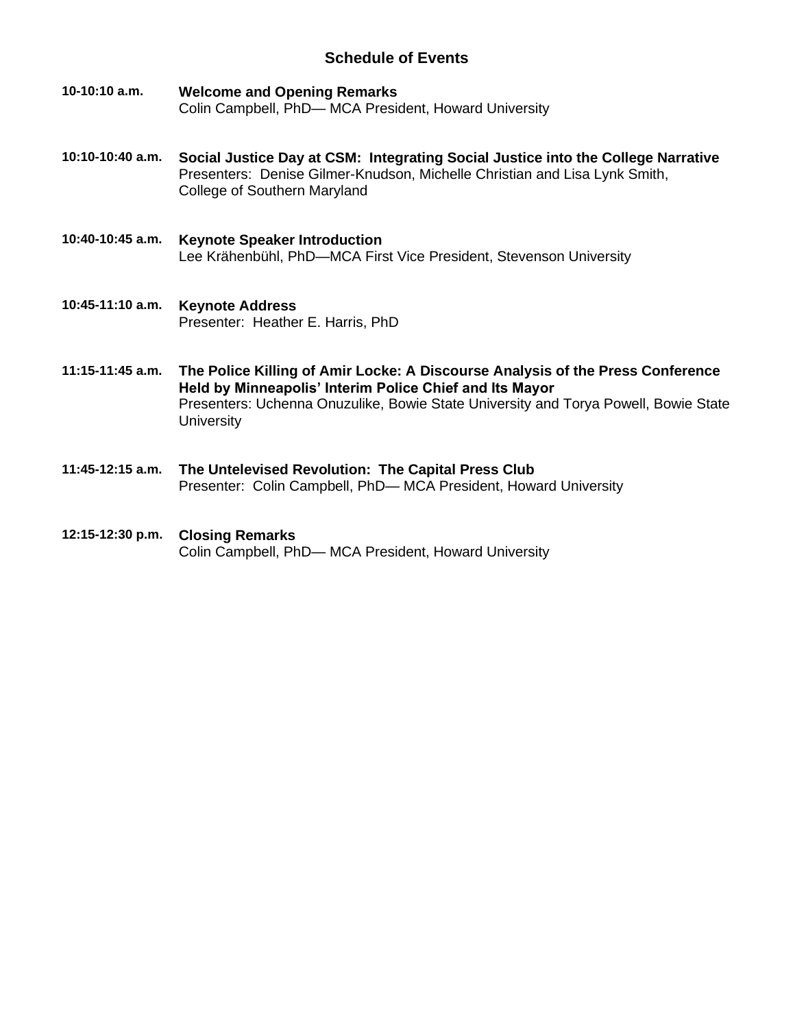## Schedule of Events

**10-10:10 a.m.** **Welcome and Opening Remarks**
Colin Campbell, PhD— MCA President, Howard University

**10:10-10:40 a.m.** **Social Justice Day at CSM: Integrating Social Justice into the College Narrative**
Presenters: Denise Gilmer-Knudson, Michelle Christian and Lisa Lynk Smith, College of Southern Maryland

**10:40-10:45 a.m.** **Keynote Speaker Introduction**
Lee Krähenbühl, PhD—MCA First Vice President, Stevenson University

**10:45-11:10 a.m.** **Keynote Address**
Presenter: Heather E. Harris, PhD

**11:15-11:45 a.m.** **The Police Killing of Amir Locke: A Discourse Analysis of the Press Conference Held by Minneapolis' Interim Police Chief and Its Mayor**
Presenters: Uchenna Onuzulike, Bowie State University and Torya Powell, Bowie State University

**11:45-12:15 a.m.** **The Untelevised Revolution: The Capital Press Club**
Presenter: Colin Campbell, PhD— MCA President, Howard University

**12:15-12:30 p.m.** **Closing Remarks**
Colin Campbell, PhD— MCA President, Howard University